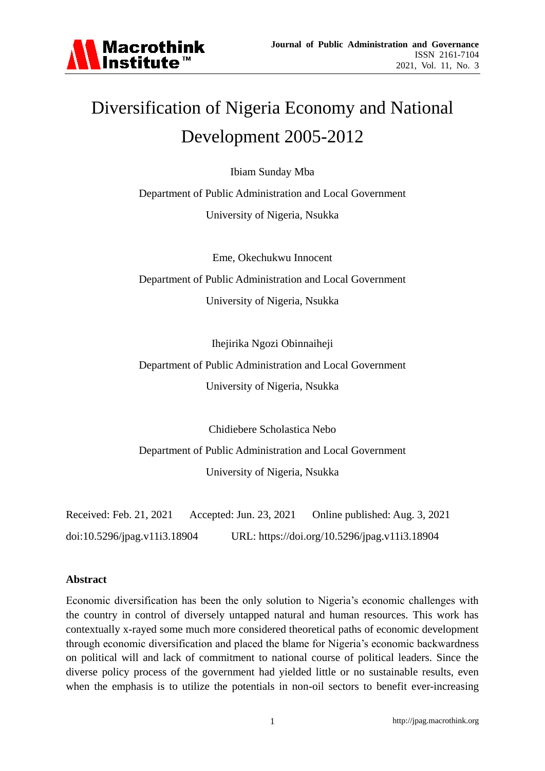# Diversification of Nigeria Economy and National Development 2005-2012

Ibiam Sunday Mba

Department of Public Administration and Local Government

University of Nigeria, Nsukka

Eme, Okechukwu Innocent

Department of Public Administration and Local Government

University of Nigeria, Nsukka

Ihejirika Ngozi Obinnaiheji

Department of Public Administration and Local Government

University of Nigeria, Nsukka

Chidiebere Scholastica Nebo

Department of Public Administration and Local Government

University of Nigeria, Nsukka

Received: Feb. 21, 2021 Accepted: Jun. 23, 2021 Online published: Aug. 3, 2021

doi:10.5296/jpag.v11i3.18904 URL: https://doi.org/10.5296/jpag.v11i3.18904

## Abstract

Economic diversification has been the only solution to Nigeria's economic challenges with the country in control of diversely untapped natural and human resources. This work has contextually x-rayed some much more considered theoretical paths of economic development through economic diversification and placed the blame for Nigeria's economic backwardness on political will and lack of commitment to national course of political leaders. Since the diverse policy process of the government had yielded little or no sustainable results, even when the emphasis is to utilize the potentials in non-oil sectors to benefit ever-increasing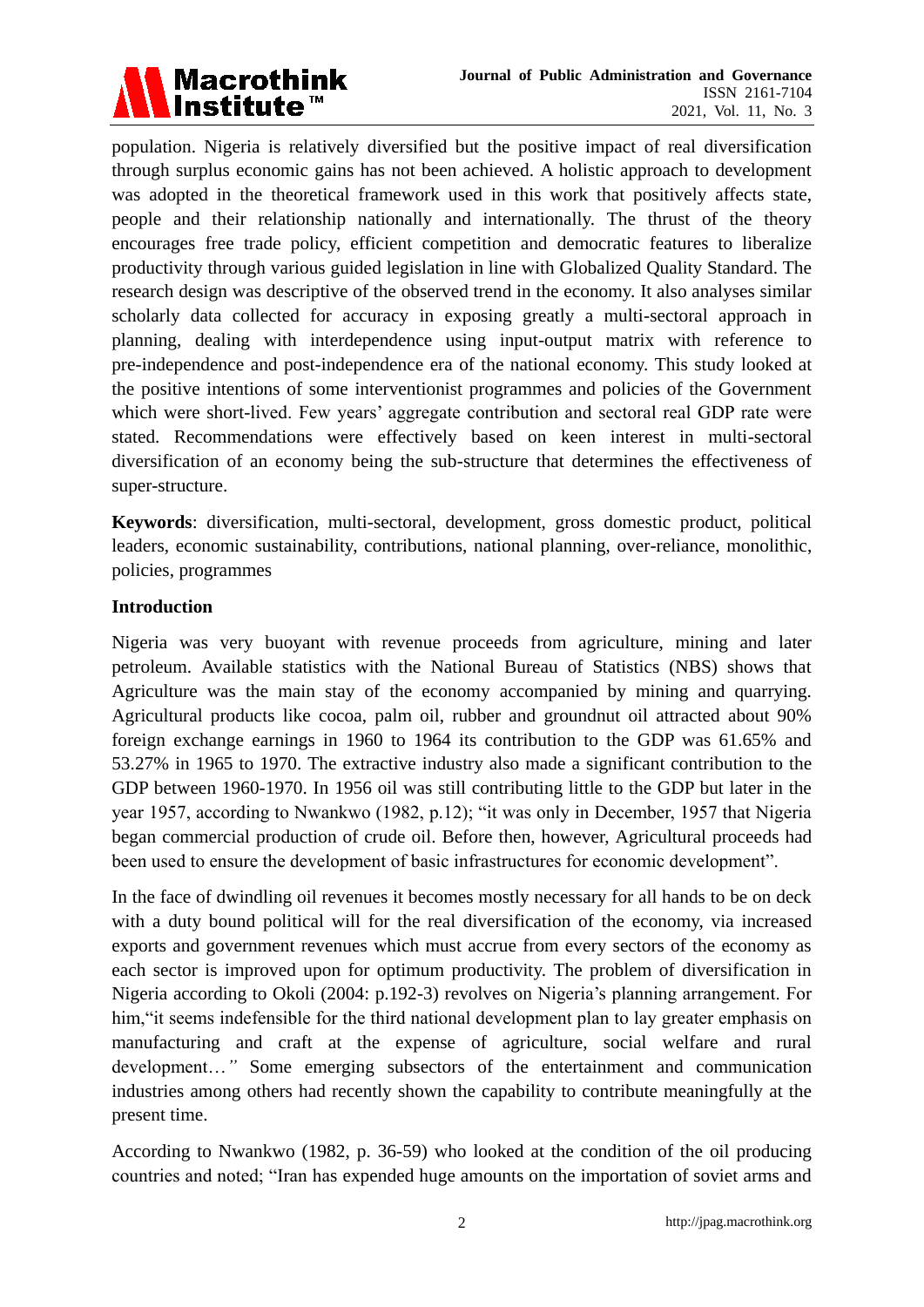population. Nigeria is relatively diversified but the positive impact of real diversification through surplus economic gains has not been achieved. A holistic approach to development was adopted in the theoretical framework used in this work that positively affects state, people and their relationship nationally and internationally. The thrust of the theory encourages free trade policy, efficient competition and democratic features to liberalize productivity through various guided legislation in line with Globalized Quality Standard. The research design was descriptive of the observed trend in the economy. It also analyses similar scholarly data collected for accuracy in exposing greatly a multi-sectoral approach in planning, dealing with interdependence using input-output matrix with reference to pre-independence and post-independence era of the national economy. This study looked at the positive intentions of some interventionist programmes and policies of the Government which were short-lived. Few years' aggregate contribution and sectoral real GDP rate were stated. Recommendations were effectively based on keen interest in multi-sectoral diversification of an economy being the sub-structure that determines the effectiveness of super-structure.

**Keywords**: diversification, multi-sectoral, development, gross domestic product, political leaders, economic sustainability, contributions, national planning, over-reliance, monolithic, policies, programmes

## Introduction

Nigeria was very buoyant with revenue proceeds from agriculture, mining and later petroleum. Available statistics with the National Bureau of Statistics (NBS) shows that Agriculture was the main stay of the economy accompanied by mining and quarrying. Agricultural products like cocoa, palm oil, rubber and groundnut oil attracted about 90% foreign exchange earnings in 1960 to 1964 its contribution to the GDP was 61.65% and 53.27% in 1965 to 1970. The extractive industry also made a significant contribution to the GDP between 1960-1970. In 1956 oil was still contributing little to the GDP but later in the year 1957, according to Nwankwo (1982, p.12); "it was only in December, 1957 that Nigeria began commercial production of crude oil. Before then, however, Agricultural proceeds had been used to ensure the development of basic infrastructures for economic development".

In the face of dwindling oil revenues it becomes mostly necessary for all hands to be on deck with a duty bound political will for the real diversification of the economy, via increased exports and government revenues which must accrue from every sectors of the economy as each sector is improved upon for optimum productivity. The problem of diversification in Nigeria according to Okoli (2004: p.192-3) revolves on Nigeria's planning arrangement. For him,"it seems indefensible for the third national development plan to lay greater emphasis on manufacturing and craft at the expense of agriculture, social welfare and rural development…*"* Some emerging subsectors of the entertainment and communication industries among others had recently shown the capability to contribute meaningfully at the present time.

According to Nwankwo (1982, p. 36-59) who looked at the condition of the oil producing countries and noted; "Iran has expended huge amounts on the importation of soviet arms and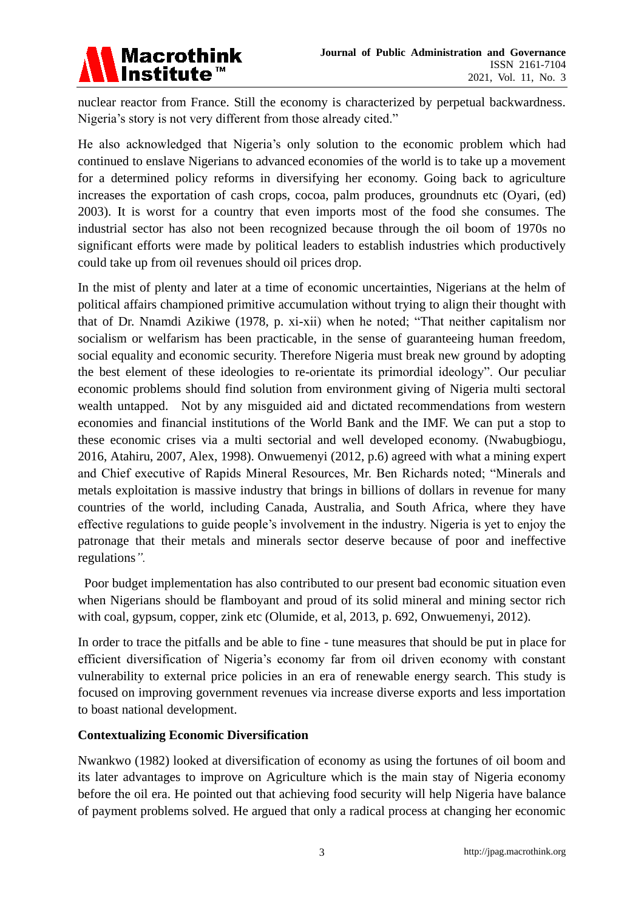nuclear reactor from France. Still the economy is characterized by perpetual backwardness. Nigeria's story is not very different from those already cited."

He also acknowledged that Nigeria's only solution to the economic problem which had continued to enslave Nigerians to advanced economies of the world is to take up a movement for a determined policy reforms in diversifying her economy. Going back to agriculture increases the exportation of cash crops, cocoa, palm produces, groundnuts etc (Oyari, (ed) 2003). It is worst for a country that even imports most of the food she consumes. The industrial sector has also not been recognized because through the oil boom of 1970s no significant efforts were made by political leaders to establish industries which productively could take up from oil revenues should oil prices drop.

In the mist of plenty and later at a time of economic uncertainties, Nigerians at the helm of political affairs championed primitive accumulation without trying to align their thought with that of Dr. Nnamdi Azikiwe (1978, p. xi-xii) when he noted; "That neither capitalism nor socialism or welfarism has been practicable, in the sense of guaranteeing human freedom, social equality and economic security. Therefore Nigeria must break new ground by adopting the best element of these ideologies to re-orientate its primordial ideology". Our peculiar economic problems should find solution from environment giving of Nigeria multi sectoral wealth untapped. Not by any misguided aid and dictated recommendations from western economies and financial institutions of the World Bank and the IMF. We can put a stop to these economic crises via a multi sectorial and well developed economy. (Nwabugbiogu, 2016, Atahiru, 2007, Alex, 1998). Onwuemenyi (2012, p.6) agreed with what a mining expert and Chief executive of Rapids Mineral Resources, Mr. Ben Richards noted; "Minerals and metals exploitation is massive industry that brings in billions of dollars in revenue for many countries of the world, including Canada, Australia, and South Africa, where they have effective regulations to guide people's involvement in the industry. Nigeria is yet to enjoy the patronage that their metals and minerals sector deserve because of poor and ineffective regulations*"*.

Poor budget implementation has also contributed to our present bad economic situation even when Nigerians should be flamboyant and proud of its solid mineral and mining sector rich with coal, gypsum, copper, zink etc (Olumide, et al, 2013, p. 692, Onwuemenyi, 2012).

In order to trace the pitfalls and be able to fine - tune measures that should be put in place for efficient diversification of Nigeria's economy far from oil driven economy with constant vulnerability to external price policies in an era of renewable energy search. This study is focused on improving government revenues via increase diverse exports and less importation to boast national development.

**Contextualizing Economic Diversification**

Nwankwo (1982) looked at diversification of economy as using the fortunes of oil boom and its later advantages to improve on Agriculture which is the main stay of Nigeria economy before the oil era. He pointed out that achieving food security will help Nigeria have balance of payment problems solved. He argued that only a radical process at changing her economic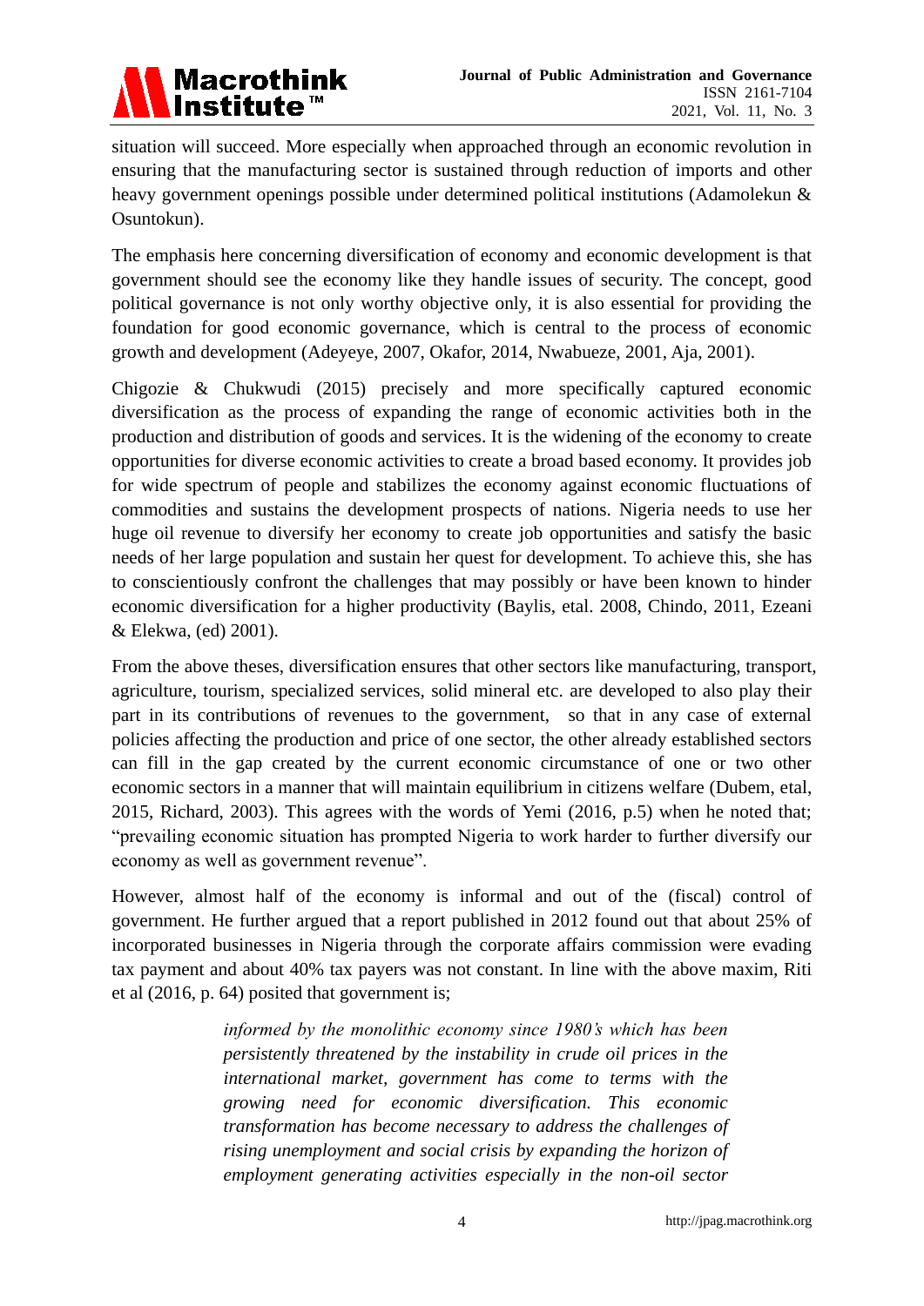situation will succeed. More especially when approached through an economic revolution in ensuring that the manufacturing sector is sustained through reduction of imports and other heavy government openings possible under determined political institutions (Adamolekun & Osuntokun).

The emphasis here concerning diversification of economy and economic development is that government should see the economy like they handle issues of security. The concept, good political governance is not only worthy objective only, it is also essential for providing the foundation for good economic governance, which is central to the process of economic growth and development (Adeyeye, 2007, Okafor, 2014, Nwabueze, 2001, Aja, 2001).

Chigozie & Chukwudi (2015) precisely and more specifically captured economic diversification as the process of expanding the range of economic activities both in the production and distribution of goods and services. It is the widening of the economy to create opportunities for diverse economic activities to create a broad based economy. It provides job for wide spectrum of people and stabilizes the economy against economic fluctuations of commodities and sustains the development prospects of nations. Nigeria needs to use her huge oil revenue to diversify her economy to create job opportunities and satisfy the basic needs of her large population and sustain her quest for development. To achieve this, she has to conscientiously confront the challenges that may possibly or have been known to hinder economic diversification for a higher productivity (Baylis, etal. 2008, Chindo, 2011, Ezeani & Elekwa, (ed) 2001).

From the above theses, diversification ensures that other sectors like manufacturing, transport, agriculture, tourism, specialized services, solid mineral etc. are developed to also play their part in its contributions of revenues to the government, so that in any case of external policies affecting the production and price of one sector, the other already established sectors can fill in the gap created by the current economic circumstance of one or two other economic sectors in a manner that will maintain equilibrium in citizens welfare (Dubem, etal, 2015, Richard, 2003). This agrees with the words of Yemi (2016, p.5) when he noted that; "prevailing economic situation has prompted Nigeria to work harder to further diversify our economy as well as government revenue".

However, almost half of the economy is informal and out of the (fiscal) control of government. He further argued that a report published in 2012 found out that about 25% of incorporated businesses in Nigeria through the corporate affairs commission were evading tax payment and about 40% tax payers was not constant. In line with the above maxim, Riti et al (2016, p. 64) posited that government is;

> *informed by the monolithic economy since 1980's which has been persistently threatened by the instability in crude oil prices in the international market, government has come to terms with the growing need for economic diversification. This economic transformation has become necessary to address the challenges of rising unemployment and social crisis by expanding the horizon of employment generating activities especially in the non-oil sector*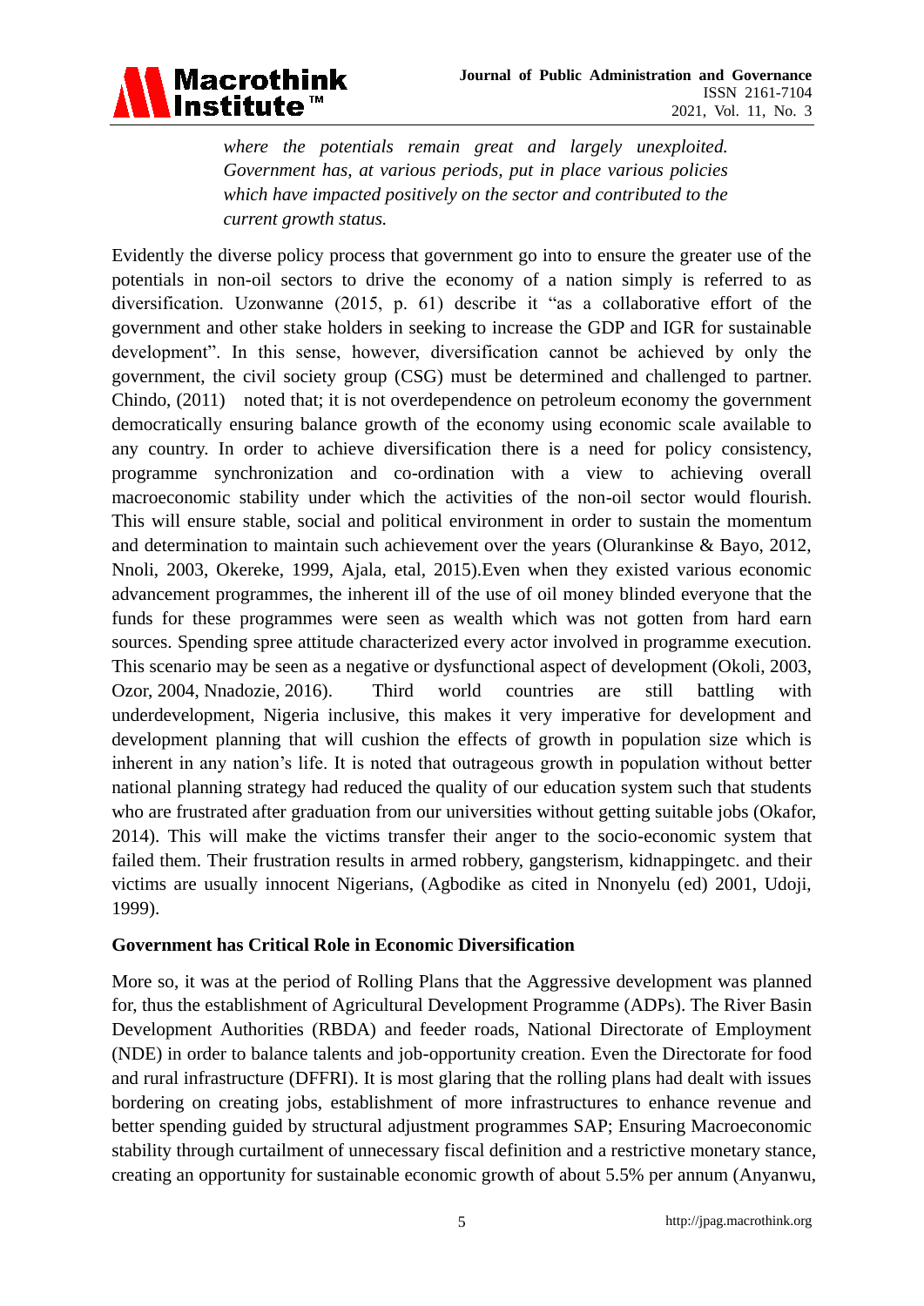*where the potentials remain great and largely unexploited. Government has, at various periods, put in place various policies which have impacted positively on the sector and contributed to the current growth status.*

Evidently the diverse policy process that government go into to ensure the greater use of the potentials in non-oil sectors to drive the economy of a nation simply is referred to as diversification. Uzonwanne (2015, p. 61) describe it "as a collaborative effort of the government and other stake holders in seeking to increase the GDP and IGR for sustainable development". In this sense, however, diversification cannot be achieved by only the government, the civil society group (CSG) must be determined and challenged to partner. Chindo, (2011) noted that; it is not overdependence on petroleum economy the government democratically ensuring balance growth of the economy using economic scale available to any country. In order to achieve diversification there is a need for policy consistency, programme synchronization and co-ordination with a view to achieving overall macroeconomic stability under which the activities of the non-oil sector would flourish. This will ensure stable, social and political environment in order to sustain the momentum and determination to maintain such achievement over the years (Olurankinse & Bayo, 2012, Nnoli, 2003, Okereke, 1999, Ajala, etal, 2015).Even when they existed various economic advancement programmes, the inherent ill of the use of oil money blinded everyone that the funds for these programmes were seen as wealth which was not gotten from hard earn sources. Spending spree attitude characterized every actor involved in programme execution. This scenario may be seen as a negative or dysfunctional aspect of development (Okoli, 2003, Ozor, 2004, Nnadozie, 2016). Third world countries are still battling with underdevelopment, Nigeria inclusive, this makes it very imperative for development and development planning that will cushion the effects of growth in population size which is inherent in any nation's life. It is noted that outrageous growth in population without better national planning strategy had reduced the quality of our education system such that students who are frustrated after graduation from our universities without getting suitable jobs (Okafor, 2014). This will make the victims transfer their anger to the socio-economic system that failed them. Their frustration results in armed robbery, gangsterism, kidnappingetc. and their victims are usually innocent Nigerians, (Agbodike as cited in Nnonyelu (ed) 2001, Udoji, 1999).

## Government has Critical Role in Economic Diversification

More so, it was at the period of Rolling Plans that the Aggressive development was planned for, thus the establishment of Agricultural Development Programme (ADPs). The River Basin Development Authorities (RBDA) and feeder roads, National Directorate of Employment (NDE) in order to balance talents and job-opportunity creation. Even the Directorate for food and rural infrastructure (DFFRI). It is most glaring that the rolling plans had dealt with issues bordering on creating jobs, establishment of more infrastructures to enhance revenue and better spending guided by structural adjustment programmes SAP; Ensuring Macroeconomic stability through curtailment of unnecessary fiscal definition and a restrictive monetary stance, creating an opportunity for sustainable economic growth of about 5.5% per annum (Anyanwu,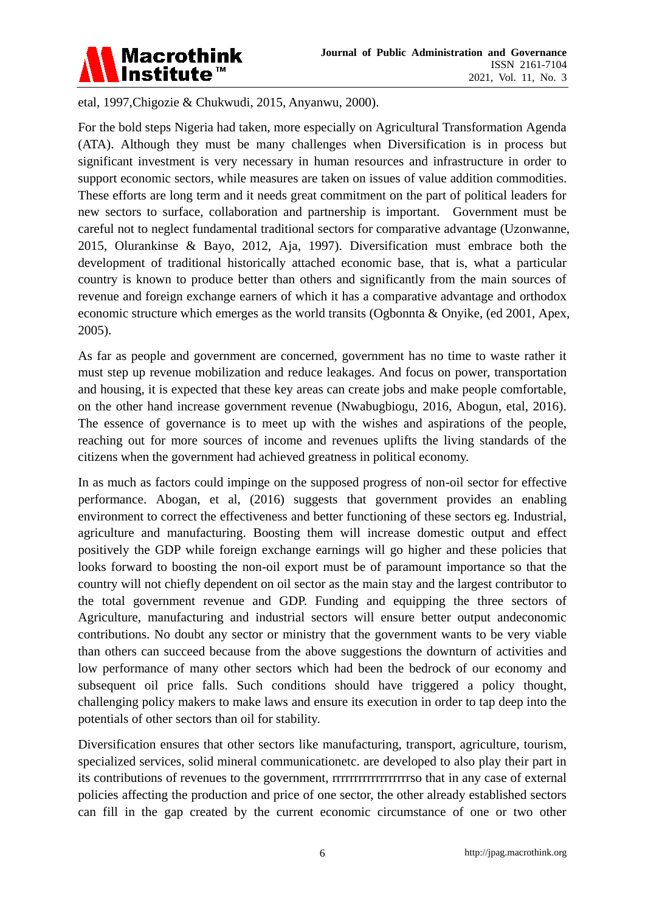etal, 1997,Chigozie & Chukwudi, 2015, Anyanwu, 2000).

For the bold steps Nigeria had taken, more especially on Agricultural Transformation Agenda (ATA). Although they must be many challenges when Diversification is in process but significant investment is very necessary in human resources and infrastructure in order to support economic sectors, while measures are taken on issues of value addition commodities. These efforts are long term and it needs great commitment on the part of political leaders for new sectors to surface, collaboration and partnership is important. Government must be careful not to neglect fundamental traditional sectors for comparative advantage (Uzonwanne, 2015, Olurankinse & Bayo, 2012, Aja, 1997). Diversification must embrace both the development of traditional historically attached economic base, that is, what a particular country is known to produce better than others and significantly from the main sources of revenue and foreign exchange earners of which it has a comparative advantage and orthodox economic structure which emerges as the world transits (Ogbonnta & Onyike, (ed 2001, Apex, 2005).

As far as people and government are concerned, government has no time to waste rather it must step up revenue mobilization and reduce leakages. And focus on power, transportation and housing, it is expected that these key areas can create jobs and make people comfortable, on the other hand increase government revenue (Nwabugbiogu, 2016, Abogun, etal, 2016). The essence of governance is to meet up with the wishes and aspirations of the people, reaching out for more sources of income and revenues uplifts the living standards of the citizens when the government had achieved greatness in political economy.

In as much as factors could impinge on the supposed progress of non-oil sector for effective performance. Abogan, et al, (2016) suggests that government provides an enabling environment to correct the effectiveness and better functioning of these sectors eg. Industrial, agriculture and manufacturing. Boosting them will increase domestic output and effect positively the GDP while foreign exchange earnings will go higher and these policies that looks forward to boosting the non-oil export must be of paramount importance so that the country will not chiefly dependent on oil sector as the main stay and the largest contributor to the total government revenue and GDP. Funding and equipping the three sectors of Agriculture, manufacturing and industrial sectors will ensure better output andeconomic contributions. No doubt any sector or ministry that the government wants to be very viable than others can succeed because from the above suggestions the downturn of activities and low performance of many other sectors which had been the bedrock of our economy and subsequent oil price falls. Such conditions should have triggered a policy thought, challenging policy makers to make laws and ensure its execution in order to tap deep into the potentials of other sectors than oil for stability.

Diversification ensures that other sectors like manufacturing, transport, agriculture, tourism, specialized services, solid mineral communicationetc. are developed to also play their part in its contributions of revenues to the government, rrrrrrrrrrrrrrrrrso that in any case of external policies affecting the production and price of one sector, the other already established sectors can fill in the gap created by the current economic circumstance of one or two other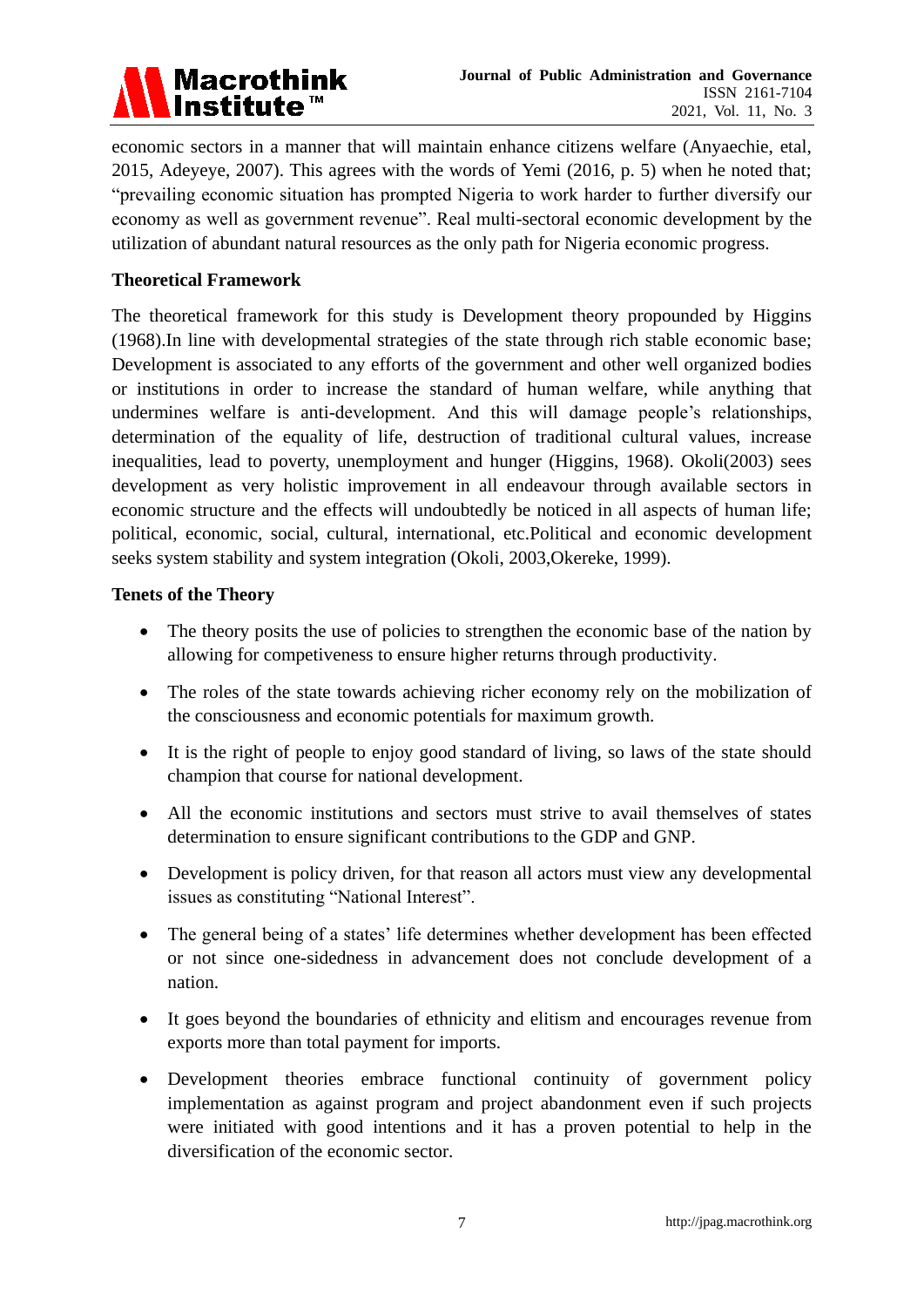economic sectors in a manner that will maintain enhance citizens welfare (Anyaechie, etal, 2015, Adeyeye, 2007). This agrees with the words of Yemi (2016, p. 5) when he noted that; "prevailing economic situation has prompted Nigeria to work harder to further diversify our economy as well as government revenue". Real multi-sectoral economic development by the utilization of abundant natural resources as the only path for Nigeria economic progress.

## Theoretical Framework

The theoretical framework for this study is Development theory propounded by Higgins (1968).In line with developmental strategies of the state through rich stable economic base; Development is associated to any efforts of the government and other well organized bodies or institutions in order to increase the standard of human welfare, while anything that undermines welfare is anti-development. And this will damage people's relationships, determination of the equality of life, destruction of traditional cultural values, increase inequalities, lead to poverty, unemployment and hunger (Higgins, 1968). Okoli(2003) sees development as very holistic improvement in all endeavour through available sectors in economic structure and the effects will undoubtedly be noticed in all aspects of human life; political, economic, social, cultural, international, etc.Political and economic development seeks system stability and system integration (Okoli, 2003,Okereke, 1999).

### Tenets of the Theory

- The theory posits the use of policies to strengthen the economic base of the nation by allowing for competiveness to ensure higher returns through productivity.
- The roles of the state towards achieving richer economy rely on the mobilization of the consciousness and economic potentials for maximum growth.
- It is the right of people to enjoy good standard of living, so laws of the state should champion that course for national development.
- All the economic institutions and sectors must strive to avail themselves of states determination to ensure significant contributions to the GDP and GNP.
- Development is policy driven, for that reason all actors must view any developmental issues as constituting "National Interest".
- The general being of a states' life determines whether development has been effected or not since one-sidedness in advancement does not conclude development of a nation.
- It goes beyond the boundaries of ethnicity and elitism and encourages revenue from exports more than total payment for imports.
- Development theories embrace functional continuity of government policy implementation as against program and project abandonment even if such projects were initiated with good intentions and it has a proven potential to help in the diversification of the economic sector.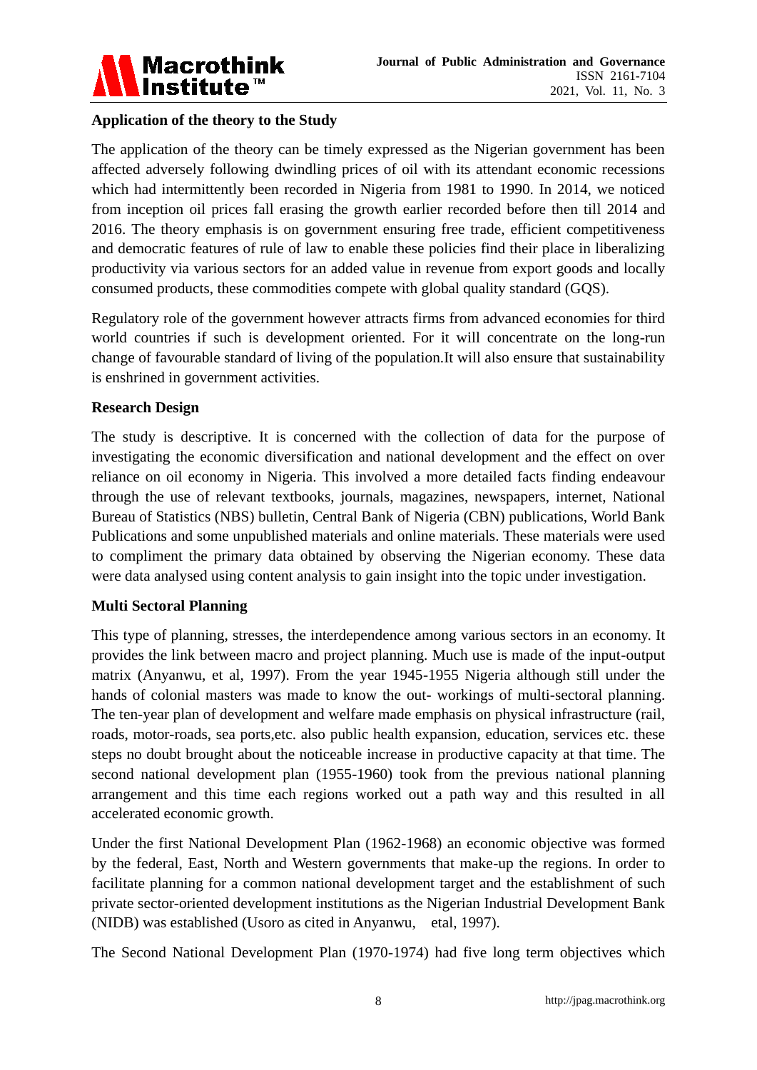### Application of the theory to the Study

The application of the theory can be timely expressed as the Nigerian government has been affected adversely following dwindling prices of oil with its attendant economic recessions which had intermittently been recorded in Nigeria from 1981 to 1990. In 2014, we noticed from inception oil prices fall erasing the growth earlier recorded before then till 2014 and 2016. The theory emphasis is on government ensuring free trade, efficient competitiveness and democratic features of rule of law to enable these policies find their place in liberalizing productivity via various sectors for an added value in revenue from export goods and locally consumed products, these commodities compete with global quality standard (GQS).

Regulatory role of the government however attracts firms from advanced economies for third world countries if such is development oriented. For it will concentrate on the long-run change of favourable standard of living of the population.It will also ensure that sustainability is enshrined in government activities.

### Research Design

The study is descriptive. It is concerned with the collection of data for the purpose of investigating the economic diversification and national development and the effect on over reliance on oil economy in Nigeria. This involved a more detailed facts finding endeavour through the use of relevant textbooks, journals, magazines, newspapers, internet, National Bureau of Statistics (NBS) bulletin, Central Bank of Nigeria (CBN) publications, World Bank Publications and some unpublished materials and online materials. These materials were used to compliment the primary data obtained by observing the Nigerian economy. These data were data analysed using content analysis to gain insight into the topic under investigation.

### Multi Sectoral Planning

This type of planning, stresses, the interdependence among various sectors in an economy. It provides the link between macro and project planning. Much use is made of the input-output matrix (Anyanwu, et al, 1997). From the year 1945-1955 Nigeria although still under the hands of colonial masters was made to know the out- workings of multi-sectoral planning. The ten-year plan of development and welfare made emphasis on physical infrastructure (rail, roads, motor-roads, sea ports,etc. also public health expansion, education, services etc. these steps no doubt brought about the noticeable increase in productive capacity at that time. The second national development plan (1955-1960) took from the previous national planning arrangement and this time each regions worked out a path way and this resulted in all accelerated economic growth.

Under the first National Development Plan (1962-1968) an economic objective was formed by the federal, East, North and Western governments that make-up the regions. In order to facilitate planning for a common national development target and the establishment of such private sector-oriented development institutions as the Nigerian Industrial Development Bank (NIDB) was established (Usoro as cited in Anyanwu, etal, 1997).

The Second National Development Plan (1970-1974) had five long term objectives which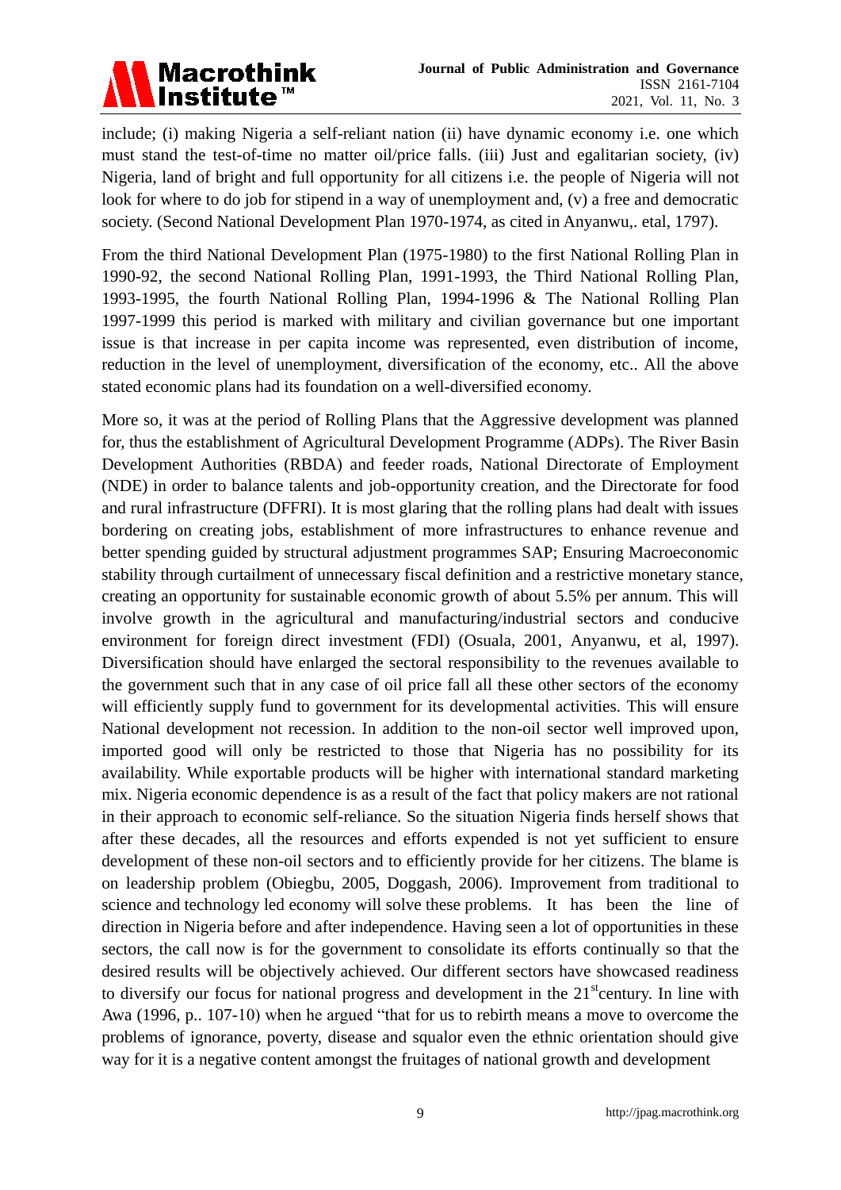include; (i) making Nigeria a self-reliant nation (ii) have dynamic economy i.e. one which must stand the test-of-time no matter oil/price falls. (iii) Just and egalitarian society, (iv) Nigeria, land of bright and full opportunity for all citizens i.e. the people of Nigeria will not look for where to do job for stipend in a way of unemployment and, (v) a free and democratic society. (Second National Development Plan 1970-1974, as cited in Anyanwu,. etal, 1797).

From the third National Development Plan (1975-1980) to the first National Rolling Plan in 1990-92, the second National Rolling Plan, 1991-1993, the Third National Rolling Plan, 1993-1995, the fourth National Rolling Plan, 1994-1996 & The National Rolling Plan 1997-1999 this period is marked with military and civilian governance but one important issue is that increase in per capita income was represented, even distribution of income, reduction in the level of unemployment, diversification of the economy, etc.. All the above stated economic plans had its foundation on a well-diversified economy.

More so, it was at the period of Rolling Plans that the Aggressive development was planned for, thus the establishment of Agricultural Development Programme (ADPs). The River Basin Development Authorities (RBDA) and feeder roads, National Directorate of Employment (NDE) in order to balance talents and job-opportunity creation, and the Directorate for food and rural infrastructure (DFFRI). It is most glaring that the rolling plans had dealt with issues bordering on creating jobs, establishment of more infrastructures to enhance revenue and better spending guided by structural adjustment programmes SAP; Ensuring Macroeconomic stability through curtailment of unnecessary fiscal definition and a restrictive monetary stance, creating an opportunity for sustainable economic growth of about 5.5% per annum. This will involve growth in the agricultural and manufacturing/industrial sectors and conducive environment for foreign direct investment (FDI) (Osuala, 2001, Anyanwu, et al, 1997). Diversification should have enlarged the sectoral responsibility to the revenues available to the government such that in any case of oil price fall all these other sectors of the economy will efficiently supply fund to government for its developmental activities. This will ensure National development not recession. In addition to the non-oil sector well improved upon, imported good will only be restricted to those that Nigeria has no possibility for its availability. While exportable products will be higher with international standard marketing mix. Nigeria economic dependence is as a result of the fact that policy makers are not rational in their approach to economic self-reliance. So the situation Nigeria finds herself shows that after these decades, all the resources and efforts expended is not yet sufficient to ensure development of these non-oil sectors and to efficiently provide for her citizens. The blame is on leadership problem (Obiegbu, 2005, Doggash, 2006). Improvement from traditional to science and technology led economy will solve these problems. It has been the line of direction in Nigeria before and after independence. Having seen a lot of opportunities in these sectors, the call now is for the government to consolidate its efforts continually so that the desired results will be objectively achieved. Our different sectors have showcased readiness to diversify our focus for national progress and development in the 21st century. In line with Awa (1996, p.. 107-10) when he argued "that for us to rebirth means a move to overcome the problems of ignorance, poverty, disease and squalor even the ethnic orientation should give way for it is a negative content amongst the fruitages of national growth and development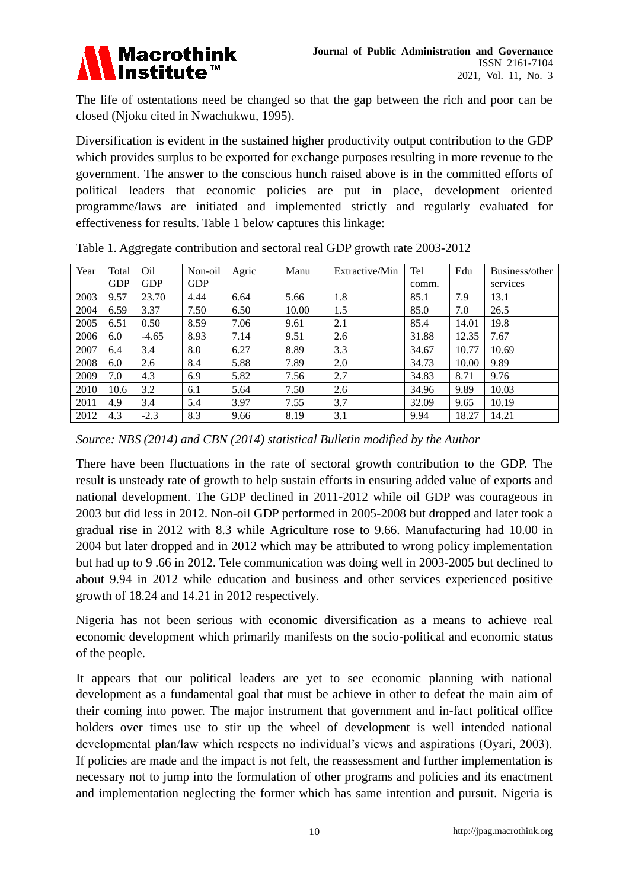The life of ostentations need be changed so that the gap between the rich and poor can be closed (Njoku cited in Nwachukwu, 1995).

Diversification is evident in the sustained higher productivity output contribution to the GDP which provides surplus to be exported for exchange purposes resulting in more revenue to the government. The answer to the conscious hunch raised above is in the committed efforts of political leaders that economic policies are put in place, development oriented programme/laws are initiated and implemented strictly and regularly evaluated for effectiveness for results. Table 1 below captures this linkage:

Table 1. Aggregate contribution and sectoral real GDP growth rate 2003-2012

| Year | Total GDP | Oil GDP | Non-oil GDP | Agric | Manu | Extractive/Min | Tel comm. | Edu | Business/other services |
|---|---|---|---|---|---|---|---|---|---|
| 2003 | 9.57 | 23.70 | 4.44 | 6.64 | 5.66 | 1.8 | 85.1 | 7.9 | 13.1 |
| 2004 | 6.59 | 3.37 | 7.50 | 6.50 | 10.00 | 1.5 | 85.0 | 7.0 | 26.5 |
| 2005 | 6.51 | 0.50 | 8.59 | 7.06 | 9.61 | 2.1 | 85.4 | 14.01 | 19.8 |
| 2006 | 6.0 | -4.65 | 8.93 | 7.14 | 9.51 | 2.6 | 31.88 | 12.35 | 7.67 |
| 2007 | 6.4 | 3.4 | 8.0 | 6.27 | 8.89 | 3.3 | 34.67 | 10.77 | 10.69 |
| 2008 | 6.0 | 2.6 | 8.4 | 5.88 | 7.89 | 2.0 | 34.73 | 10.00 | 9.89 |
| 2009 | 7.0 | 4.3 | 6.9 | 5.82 | 7.56 | 2.7 | 34.83 | 8.71 | 9.76 |
| 2010 | 10.6 | 3.2 | 6.1 | 5.64 | 7.50 | 2.6 | 34.96 | 9.89 | 10.03 |
| 2011 | 4.9 | 3.4 | 5.4 | 3.97 | 7.55 | 3.7 | 32.09 | 9.65 | 10.19 |
| 2012 | 4.3 | -2.3 | 8.3 | 9.66 | 8.19 | 3.1 | 9.94 | 18.27 | 14.21 |

*Source: NBS (2014) and CBN (2014) statistical Bulletin modified by the Author*

There have been fluctuations in the rate of sectoral growth contribution to the GDP. The result is unsteady rate of growth to help sustain efforts in ensuring added value of exports and national development. The GDP declined in 2011-2012 while oil GDP was courageous in 2003 but did less in 2012. Non-oil GDP performed in 2005-2008 but dropped and later took a gradual rise in 2012 with 8.3 while Agriculture rose to 9.66. Manufacturing had 10.00 in 2004 but later dropped and in 2012 which may be attributed to wrong policy implementation but had up to 9 .66 in 2012. Tele communication was doing well in 2003-2005 but declined to about 9.94 in 2012 while education and business and other services experienced positive growth of 18.24 and 14.21 in 2012 respectively.

Nigeria has not been serious with economic diversification as a means to achieve real economic development which primarily manifests on the socio-political and economic status of the people.

It appears that our political leaders are yet to see economic planning with national development as a fundamental goal that must be achieve in other to defeat the main aim of their coming into power. The major instrument that government and in-fact political office holders over times use to stir up the wheel of development is well intended national developmental plan/law which respects no individual's views and aspirations (Oyari, 2003). If policies are made and the impact is not felt, the reassessment and further implementation is necessary not to jump into the formulation of other programs and policies and its enactment and implementation neglecting the former which has same intention and pursuit. Nigeria is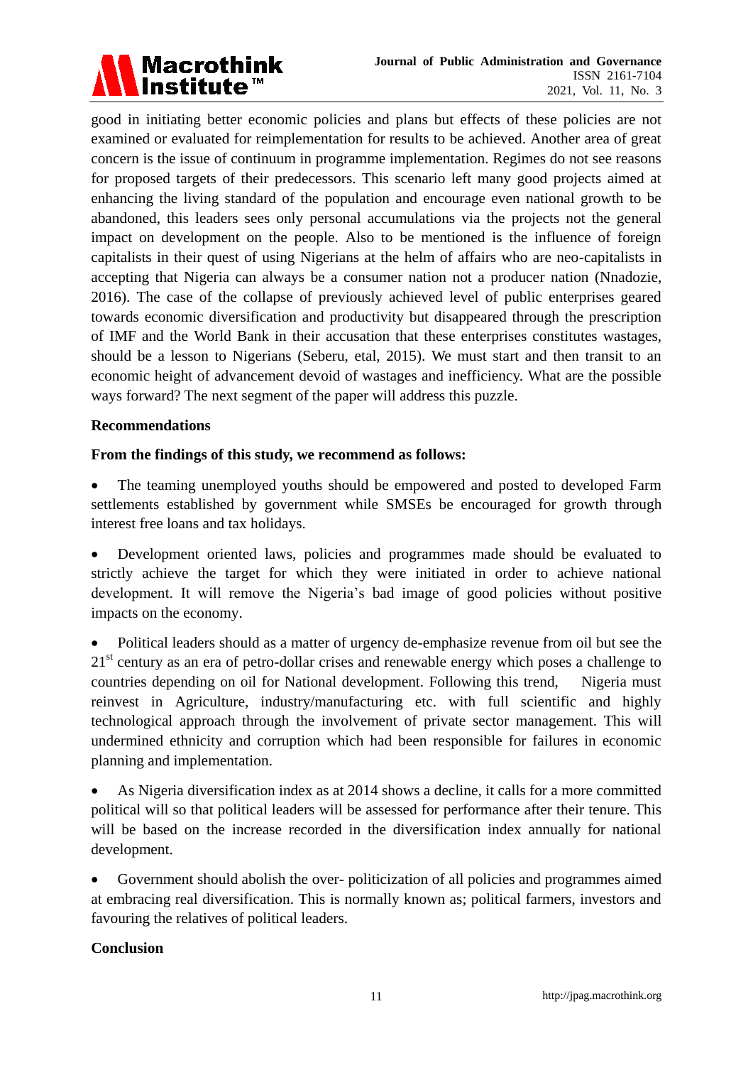good in initiating better economic policies and plans but effects of these policies are not examined or evaluated for reimplementation for results to be achieved. Another area of great concern is the issue of continuum in programme implementation. Regimes do not see reasons for proposed targets of their predecessors. This scenario left many good projects aimed at enhancing the living standard of the population and encourage even national growth to be abandoned, this leaders sees only personal accumulations via the projects not the general impact on development on the people. Also to be mentioned is the influence of foreign capitalists in their quest of using Nigerians at the helm of affairs who are neo-capitalists in accepting that Nigeria can always be a consumer nation not a producer nation (Nnadozie, 2016). The case of the collapse of previously achieved level of public enterprises geared towards economic diversification and productivity but disappeared through the prescription of IMF and the World Bank in their accusation that these enterprises constitutes wastages, should be a lesson to Nigerians (Seberu, etal, 2015). We must start and then transit to an economic height of advancement devoid of wastages and inefficiency. What are the possible ways forward? The next segment of the paper will address this puzzle.

## Recommendations

**From the findings of this study, we recommend as follows:**

- The teaming unemployed youths should be empowered and posted to developed Farm settlements established by government while SMSEs be encouraged for growth through interest free loans and tax holidays.

- Development oriented laws, policies and programmes made should be evaluated to strictly achieve the target for which they were initiated in order to achieve national development. It will remove the Nigeria's bad image of good policies without positive impacts on the economy.

- Political leaders should as a matter of urgency de-emphasize revenue from oil but see the 21st century as an era of petro-dollar crises and renewable energy which poses a challenge to countries depending on oil for National development. Following this trend, Nigeria must reinvest in Agriculture, industry/manufacturing etc. with full scientific and highly technological approach through the involvement of private sector management. This will undermined ethnicity and corruption which had been responsible for failures in economic planning and implementation.

- As Nigeria diversification index as at 2014 shows a decline, it calls for a more committed political will so that political leaders will be assessed for performance after their tenure. This will be based on the increase recorded in the diversification index annually for national development.

- Government should abolish the over- politicization of all policies and programmes aimed at embracing real diversification. This is normally known as; political farmers, investors and favouring the relatives of political leaders.

## Conclusion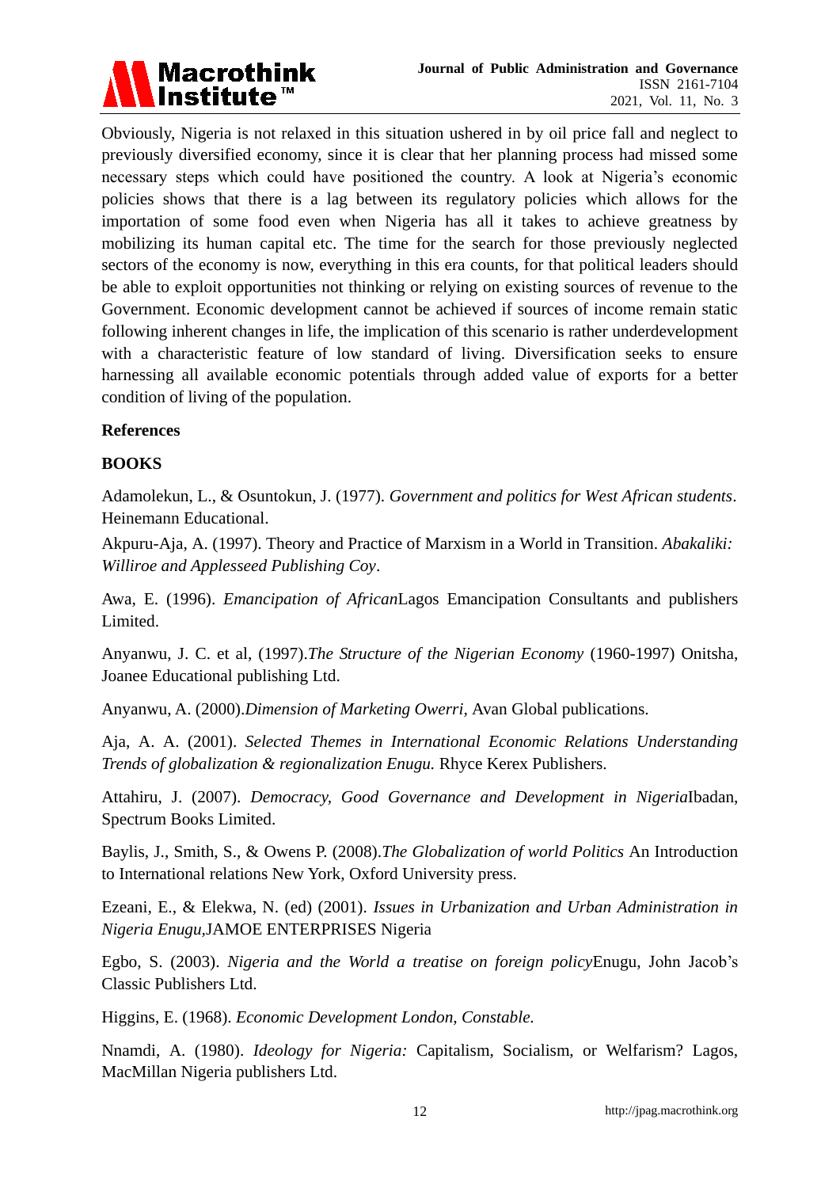Obviously, Nigeria is not relaxed in this situation ushered in by oil price fall and neglect to previously diversified economy, since it is clear that her planning process had missed some necessary steps which could have positioned the country. A look at Nigeria's economic policies shows that there is a lag between its regulatory policies which allows for the importation of some food even when Nigeria has all it takes to achieve greatness by mobilizing its human capital etc. The time for the search for those previously neglected sectors of the economy is now, everything in this era counts, for that political leaders should be able to exploit opportunities not thinking or relying on existing sources of revenue to the Government. Economic development cannot be achieved if sources of income remain static following inherent changes in life, the implication of this scenario is rather underdevelopment with a characteristic feature of low standard of living. Diversification seeks to ensure harnessing all available economic potentials through added value of exports for a better condition of living of the population.

## References

### BOOKS

Adamolekun, L., & Osuntokun, J. (1977). *Government and politics for West African students*. Heinemann Educational.

Akpuru-Aja, A. (1997). Theory and Practice of Marxism in a World in Transition. *Abakaliki: Williroe and Applesseed Publishing Coy*.

Awa, E. (1996). *Emancipation of African*Lagos Emancipation Consultants and publishers Limited.

Anyanwu, J. C. et al, (1997).*The Structure of the Nigerian Economy* (1960-1997) Onitsha, Joanee Educational publishing Ltd.

Anyanwu, A. (2000).*Dimension of Marketing Owerri,* Avan Global publications.

Aja, A. A. (2001). *Selected Themes in International Economic Relations Understanding Trends of globalization & regionalization Enugu.* Rhyce Kerex Publishers.

Attahiru, J. (2007). *Democracy, Good Governance and Development in Nigeria*Ibadan, Spectrum Books Limited.

Baylis, J., Smith, S., & Owens P. (2008).*The Globalization of world Politics* An Introduction to International relations New York, Oxford University press.

Ezeani, E., & Elekwa, N. (ed) (2001). *Issues in Urbanization and Urban Administration in Nigeria Enugu,*JAMOE ENTERPRISES Nigeria

Egbo, S. (2003). *Nigeria and the World a treatise on foreign policy*Enugu, John Jacob's Classic Publishers Ltd.

Higgins, E. (1968). *Economic Development London, Constable.*

Nnamdi, A. (1980). *Ideology for Nigeria:* Capitalism, Socialism, or Welfarism? Lagos, MacMillan Nigeria publishers Ltd.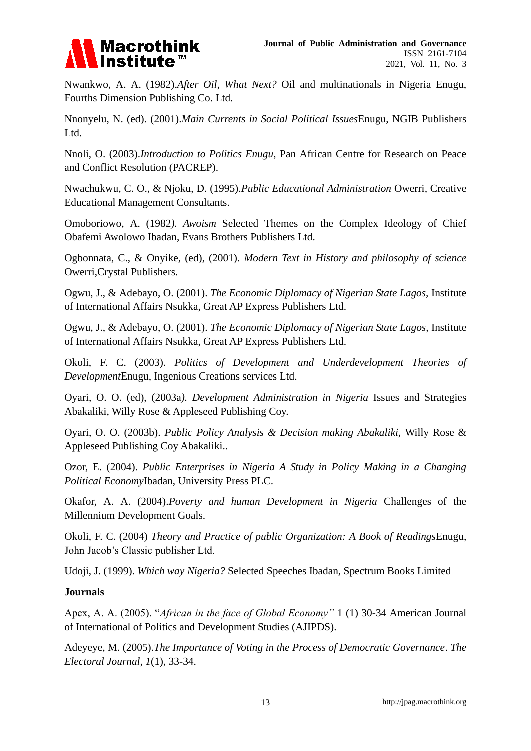Nwankwo, A. A. (1982).*After Oil, What Next?* Oil and multinationals in Nigeria Enugu, Fourths Dimension Publishing Co. Ltd.

Nnonyelu, N. (ed). (2001).*Main Currents in Social Political Issues*Enugu, NGIB Publishers Ltd.

Nnoli, O. (2003).*Introduction to Politics Enugu,* Pan African Centre for Research on Peace and Conflict Resolution (PACREP).

Nwachukwu, C. O., & Njoku, D. (1995).*Public Educational Administration* Owerri, Creative Educational Management Consultants.

Omoboriowo, A. (1982*). Awoism* Selected Themes on the Complex Ideology of Chief Obafemi Awolowo Ibadan, Evans Brothers Publishers Ltd.

Ogbonnata, C., & Onyike, (ed), (2001). *Modern Text in History and philosophy of science* Owerri,Crystal Publishers.

Ogwu, J., & Adebayo, O. (2001). *The Economic Diplomacy of Nigerian State Lagos,* Institute of International Affairs Nsukka, Great AP Express Publishers Ltd.

Ogwu, J., & Adebayo, O. (2001). *The Economic Diplomacy of Nigerian State Lagos,* Institute of International Affairs Nsukka, Great AP Express Publishers Ltd.

Okoli, F. C. (2003). *Politics of Development and Underdevelopment Theories of Development*Enugu, Ingenious Creations services Ltd.

Oyari, O. O. (ed), (2003a*). Development Administration in Nigeria* Issues and Strategies Abakaliki, Willy Rose & Appleseed Publishing Coy.

Oyari, O. O. (2003b). *Public Policy Analysis & Decision making Abakaliki,* Willy Rose & Appleseed Publishing Coy Abakaliki..

Ozor, E. (2004). *Public Enterprises in Nigeria A Study in Policy Making in a Changing Political Economy*Ibadan, University Press PLC.

Okafor, A. A. (2004).*Poverty and human Development in Nigeria* Challenges of the Millennium Development Goals.

Okoli, F. C. (2004) *Theory and Practice of public Organization: A Book of Readings*Enugu, John Jacob's Classic publisher Ltd.

Udoji, J. (1999). *Which way Nigeria?* Selected Speeches Ibadan, Spectrum Books Limited

**Journals**

Apex, A. A. (2005). "*African in the face of Global Economy"* 1 (1) 30-34 American Journal of International of Politics and Development Studies (AJIPDS).

Adeyeye, M. (2005).*The Importance of Voting in the Process of Democratic Governance*. *The Electoral Journal*, *1*(1), 33-34.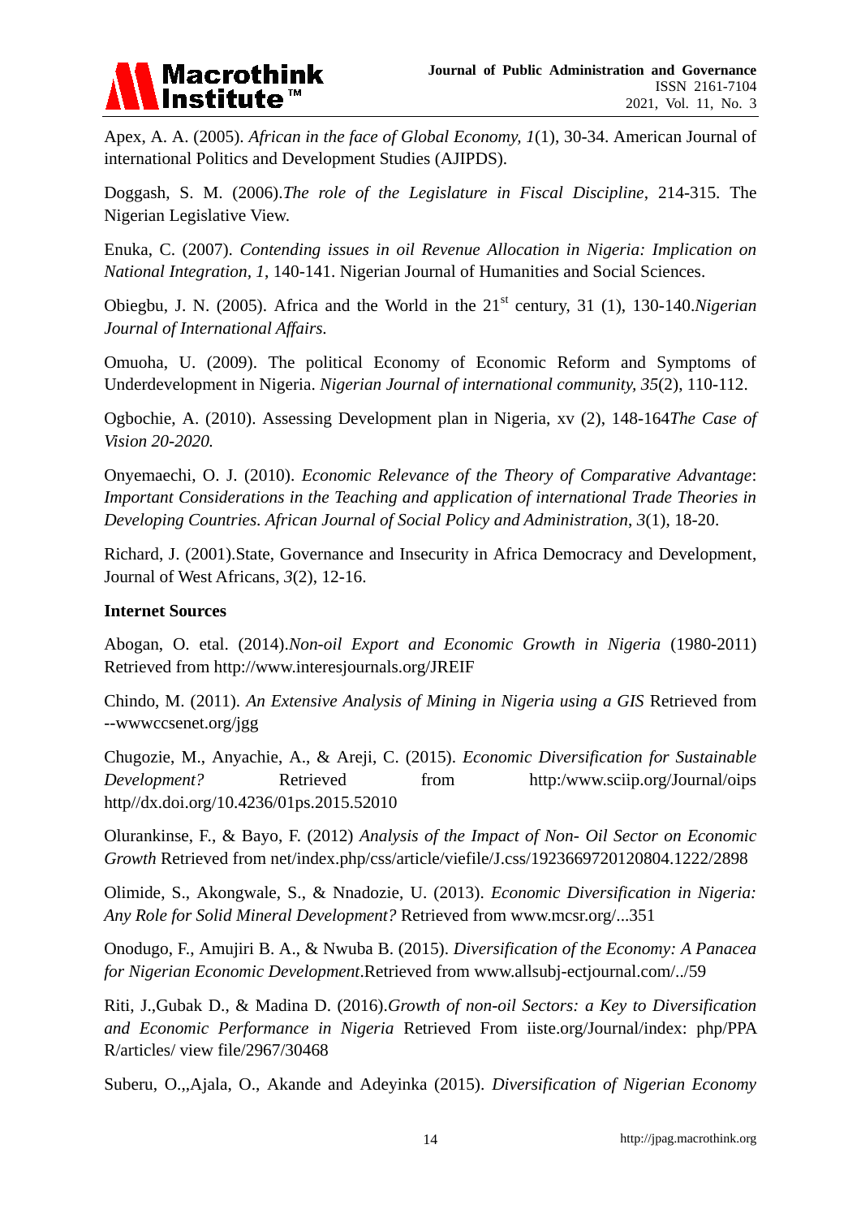Apex, A. A. (2005). *African in the face of Global Economy, 1*(1), 30-34. American Journal of international Politics and Development Studies (AJIPDS).

Doggash, S. M. (2006).*The role of the Legislature in Fiscal Discipline*, 214-315. The Nigerian Legislative View.

Enuka, C. (2007). *Contending issues in oil Revenue Allocation in Nigeria: Implication on National Integration, 1*, 140-141. Nigerian Journal of Humanities and Social Sciences.

Obiegbu, J. N. (2005). Africa and the World in the 21st century, 31 (1), 130-140.*Nigerian Journal of International Affairs.*

Omuoha, U. (2009). The political Economy of Economic Reform and Symptoms of Underdevelopment in Nigeria. *Nigerian Journal of international community, 35*(2), 110-112.

Ogbochie, A. (2010). Assessing Development plan in Nigeria, xv (2), 148-164*The Case of Vision 20-2020.*

Onyemaechi, O. J. (2010). *Economic Relevance of the Theory of Comparative Advantage*: *Important Considerations in the Teaching and application of international Trade Theories in Developing Countries. African Journal of Social Policy and Administration*, *3*(1), 18-20.

Richard, J. (2001).State, Governance and Insecurity in Africa Democracy and Development, Journal of West Africans, *3*(2), 12-16.

**Internet Sources**

Abogan, O. etal. (2014).*Non-oil Export and Economic Growth in Nigeria* (1980-2011) Retrieved from http://www.interesjournals.org/JREIF

Chindo, M. (2011). *An Extensive Analysis of Mining in Nigeria using a GIS* Retrieved from --wwwccsenet.org/jgg

Chugozie, M., Anyachie, A., & Areji, C. (2015). *Economic Diversification for Sustainable Development?* Retrieved from http:/www.sciip.org/Journal/oips http//dx.doi.org/10.4236/01ps.2015.52010

Olurankinse, F., & Bayo, F. (2012) *Analysis of the Impact of Non- Oil Sector on Economic Growth* Retrieved from net/index.php/css/article/viefile/J.css/1923669720120804.1222/2898

Olimide, S., Akongwale, S., & Nnadozie, U. (2013). *Economic Diversification in Nigeria: Any Role for Solid Mineral Development?* Retrieved from www.mcsr.org/...351

Onodugo, F., Amujiri B. A., & Nwuba B. (2015). *Diversification of the Economy: A Panacea for Nigerian Economic Development*.Retrieved from www.allsubj-ectjournal.com/../59

Riti, J.,Gubak D., & Madina D. (2016).*Growth of non-oil Sectors: a Key to Diversification and Economic Performance in Nigeria* Retrieved From iiste.org/Journal/index: php/PPA R/articles/ view file/2967/30468

Suberu, O.,,Ajala, O., Akande and Adeyinka (2015). *Diversification of Nigerian Economy*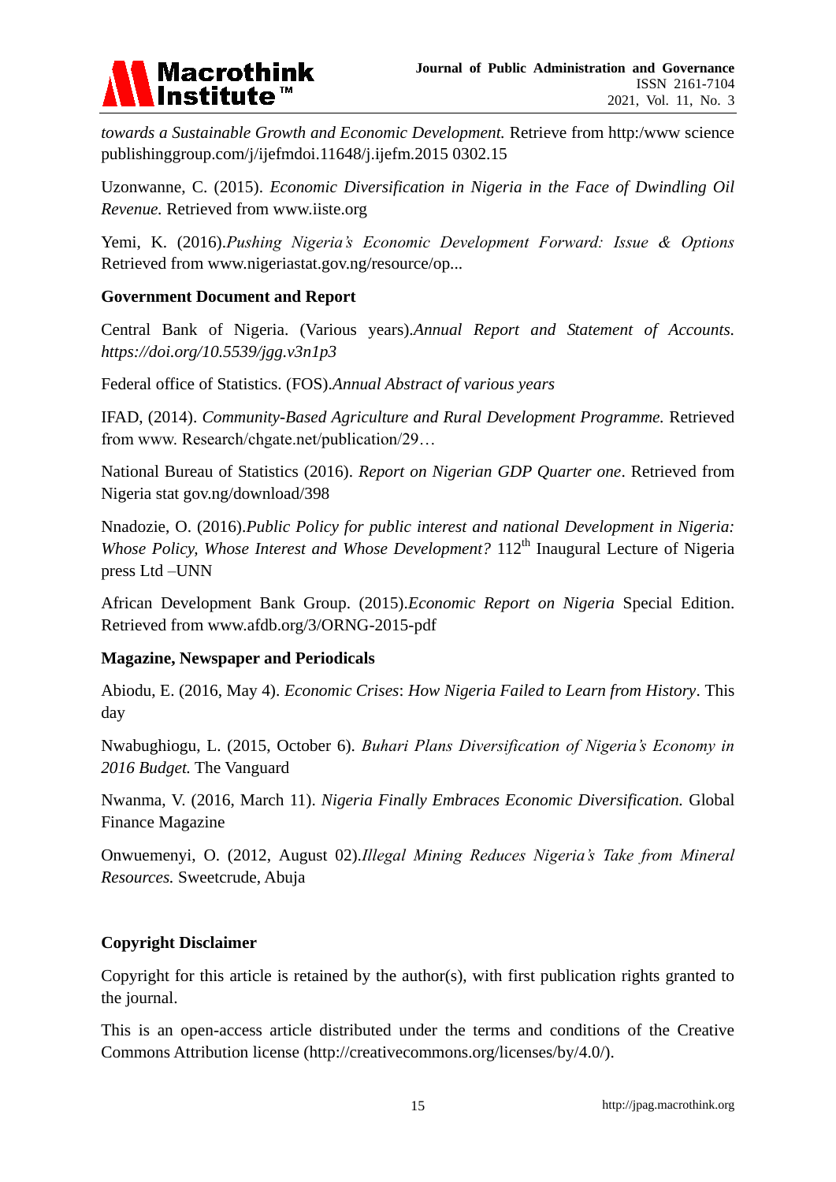*towards a Sustainable Growth and Economic Development.* Retrieve from http:/www science publishinggroup.com/j/ijefmdoi.11648/j.ijefm.2015 0302.15

Uzonwanne, C. (2015). *Economic Diversification in Nigeria in the Face of Dwindling Oil Revenue.* Retrieved from www.iiste.org

Yemi, K. (2016).*Pushing Nigeria's Economic Development Forward: Issue & Options* Retrieved from www.nigeriastat.gov.ng/resource/op...

**Government Document and Report**

Central Bank of Nigeria. (Various years).*Annual Report and Statement of Accounts. https://doi.org/10.5539/jgg.v3n1p3*

Federal office of Statistics. (FOS).*Annual Abstract of various years*

IFAD, (2014). *Community-Based Agriculture and Rural Development Programme.* Retrieved from www. Research/chgate.net/publication/29…

National Bureau of Statistics (2016). *Report on Nigerian GDP Quarter one*. Retrieved from Nigeria stat gov.ng/download/398

Nnadozie, O. (2016).*Public Policy for public interest and national Development in Nigeria: Whose Policy, Whose Interest and Whose Development?* 112th Inaugural Lecture of Nigeria press Ltd –UNN

African Development Bank Group. (2015).*Economic Report on Nigeria* Special Edition. Retrieved from www.afdb.org/3/ORNG-2015-pdf

**Magazine, Newspaper and Periodicals**

Abiodu, E. (2016, May 4). *Economic Crises*: *How Nigeria Failed to Learn from History*. This day

Nwabughiogu, L. (2015, October 6). *Buhari Plans Diversification of Nigeria's Economy in 2016 Budget.* The Vanguard

Nwanma, V. (2016, March 11). *Nigeria Finally Embraces Economic Diversification.* Global Finance Magazine

Onwuemenyi, O. (2012, August 02).*Illegal Mining Reduces Nigeria's Take from Mineral Resources.* Sweetcrude, Abuja

**Copyright Disclaimer**

Copyright for this article is retained by the author(s), with first publication rights granted to the journal.

This is an open-access article distributed under the terms and conditions of the Creative Commons Attribution license (http://creativecommons.org/licenses/by/4.0/).